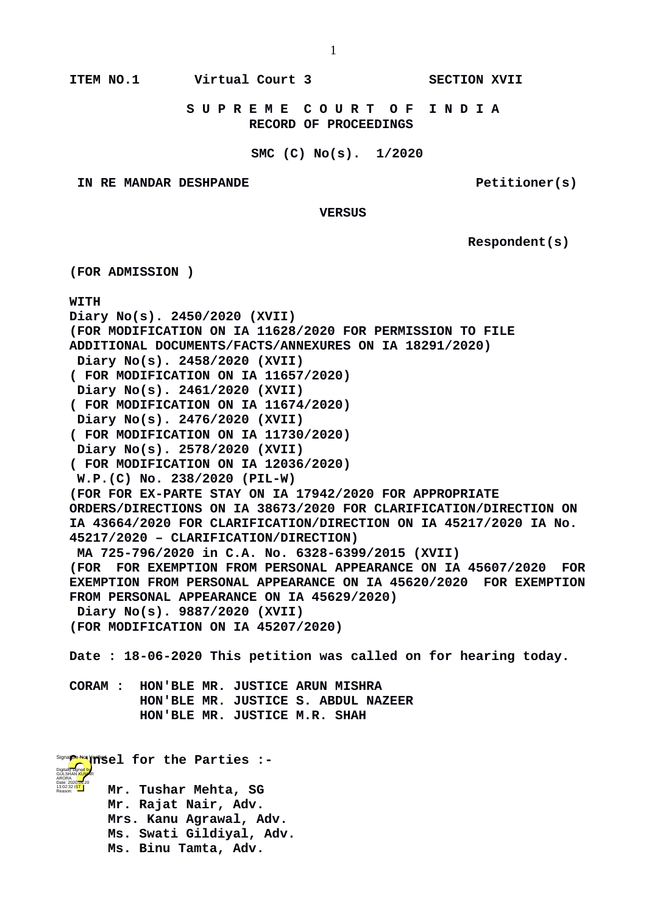**ITEM NO.1 Virtual Court 3 SECTION XVII**

**S U P R E M E C O U R T O F I N D I A**
**RECORD OF PROCEEDINGS**

**SMC (C) No(s). 1/2020**

**IN RE MANDAR DESHPANDE Petitioner(s)**

**VERSUS**

**Respondent(s)**

**(FOR ADMISSION )**

**WITH**
**Diary No(s). 2450/2020 (XVII)**
**(FOR MODIFICATION ON IA 11628/2020 FOR PERMISSION TO FILE ADDITIONAL DOCUMENTS/FACTS/ANNEXURES ON IA 18291/2020)**
**Diary No(s). 2458/2020 (XVII)**
**( FOR MODIFICATION ON IA 11657/2020)**
**Diary No(s). 2461/2020 (XVII)**
**( FOR MODIFICATION ON IA 11674/2020)**
**Diary No(s). 2476/2020 (XVII)**
**( FOR MODIFICATION ON IA 11730/2020)**
**Diary No(s). 2578/2020 (XVII)**
**( FOR MODIFICATION ON IA 12036/2020)**
**W.P.(C) No. 238/2020 (PIL-W)**
**(FOR FOR EX-PARTE STAY ON IA 17942/2020 FOR APPROPRIATE ORDERS/DIRECTIONS ON IA 38673/2020 FOR CLARIFICATION/DIRECTION ON IA 43664/2020 FOR CLARIFICATION/DIRECTION ON IA 45217/2020 IA No. 45217/2020 – CLARIFICATION/DIRECTION)**
**MA 725-796/2020 in C.A. No. 6328-6399/2015 (XVII)**
**(FOR FOR EXEMPTION FROM PERSONAL APPEARANCE ON IA 45607/2020 FOR EXEMPTION FROM PERSONAL APPEARANCE ON IA 45620/2020 FOR EXEMPTION FROM PERSONAL APPEARANCE ON IA 45629/2020)**
**Diary No(s). 9887/2020 (XVII)**
**(FOR MODIFICATION ON IA 45207/2020)**

**Date : 18-06-2020 This petition was called on for hearing today.**

**CORAM : HON'BLE MR. JUSTICE ARUN MISHRA**
**HON'BLE MR. JUSTICE S. ABDUL NAZEER**
**HON'BLE MR. JUSTICE M.R. SHAH**

**Counsel for the Parties :-**

**Mr. Tushar Mehta, SG**
**Mr. Rajat Nair, Adv.**
**Mrs. Kanu Agrawal, Adv.**
**Ms. Swati Gildiyal, Adv.**
**Ms. Binu Tamta, Adv.**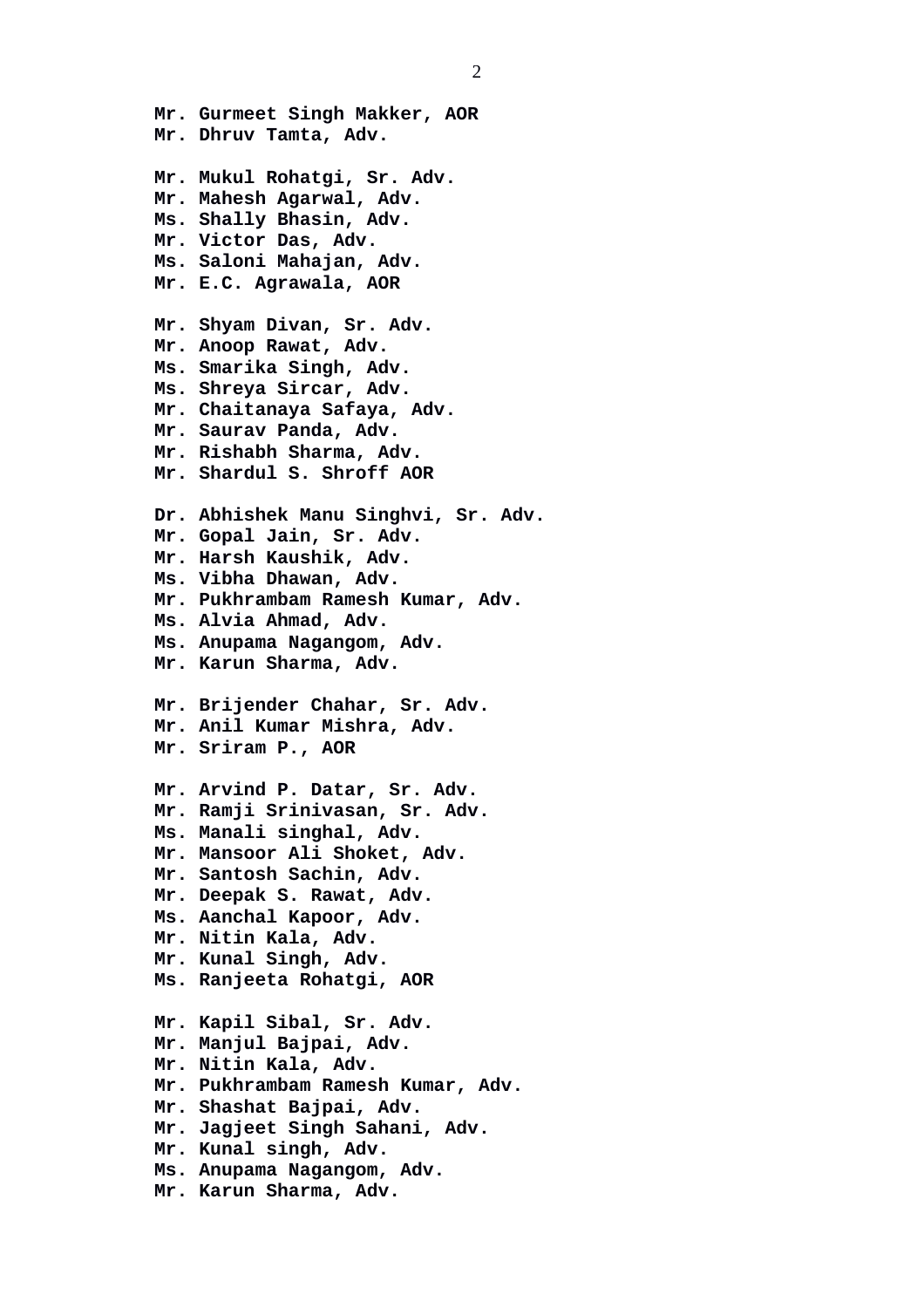**Mr. Gurmeet Singh Makker, AOR**
**Mr. Dhruv Tamta, Adv.**

**Mr. Mukul Rohatgi, Sr. Adv.**
**Mr. Mahesh Agarwal, Adv.**
**Ms. Shally Bhasin, Adv.**
**Mr. Victor Das, Adv.**
**Ms. Saloni Mahajan, Adv.**
**Mr. E.C. Agrawala, AOR**

**Mr. Shyam Divan, Sr. Adv.**
**Mr. Anoop Rawat, Adv.**
**Ms. Smarika Singh, Adv.**
**Ms. Shreya Sircar, Adv.**
**Mr. Chaitanaya Safaya, Adv.**
**Mr. Saurav Panda, Adv.**
**Mr. Rishabh Sharma, Adv.**
**Mr. Shardul S. Shroff AOR**

**Dr. Abhishek Manu Singhvi, Sr. Adv.**
**Mr. Gopal Jain, Sr. Adv.**
**Mr. Harsh Kaushik, Adv.**
**Ms. Vibha Dhawan, Adv.**
**Mr. Pukhrambam Ramesh Kumar, Adv.**
**Ms. Alvia Ahmad, Adv.**
**Ms. Anupama Nagangom, Adv.**
**Mr. Karun Sharma, Adv.**

**Mr. Brijender Chahar, Sr. Adv.**
**Mr. Anil Kumar Mishra, Adv.**
**Mr. Sriram P., AOR**

**Mr. Arvind P. Datar, Sr. Adv.**
**Mr. Ramji Srinivasan, Sr. Adv.**
**Ms. Manali singhal, Adv.**
**Mr. Mansoor Ali Shoket, Adv.**
**Mr. Santosh Sachin, Adv.**
**Mr. Deepak S. Rawat, Adv.**
**Ms. Aanchal Kapoor, Adv.**
**Mr. Nitin Kala, Adv.**
**Mr. Kunal Singh, Adv.**
**Ms. Ranjeeta Rohatgi, AOR**

**Mr. Kapil Sibal, Sr. Adv.**
**Mr. Manjul Bajpai, Adv.**
**Mr. Nitin Kala, Adv.**
**Mr. Pukhrambam Ramesh Kumar, Adv.**
**Mr. Shashat Bajpai, Adv.**
**Mr. Jagjeet Singh Sahani, Adv.**
**Mr. Kunal singh, Adv.**
**Ms. Anupama Nagangom, Adv.**
**Mr. Karun Sharma, Adv.**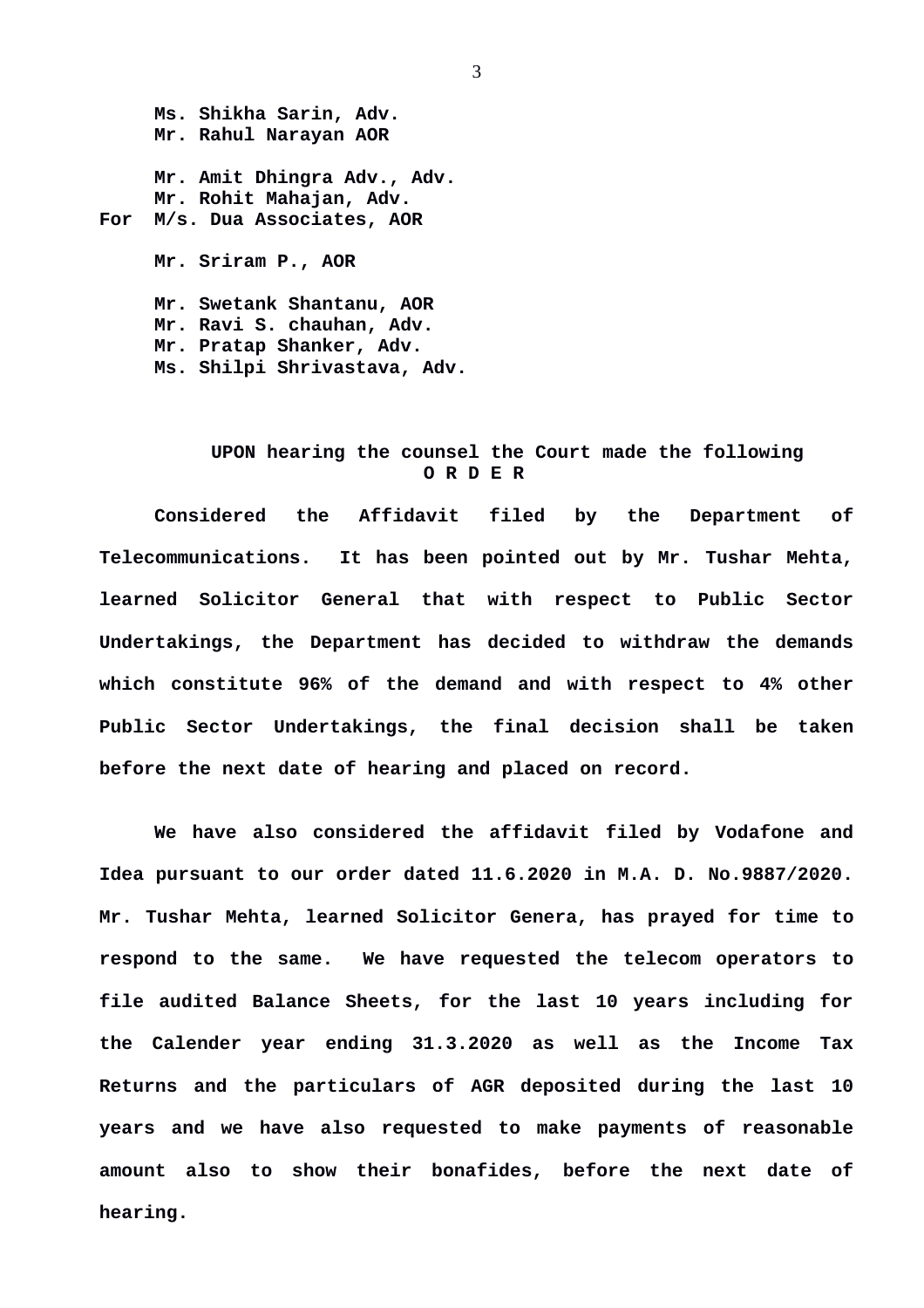**Ms. Shikha Sarin, Adv.**
**Mr. Rahul Narayan AOR**

**Mr. Amit Dhingra Adv., Adv.**
**Mr. Rohit Mahajan, Adv.**
**For M/s. Dua Associates, AOR**

**Mr. Sriram P., AOR**

**Mr. Swetank Shantanu, AOR**
**Mr. Ravi S. chauhan, Adv.**
**Mr. Pratap Shanker, Adv.**
**Ms. Shilpi Shrivastava, Adv.**

**UPON hearing the counsel the Court made the following**
**O R D E R**

**Considered the Affidavit filed by the Department of Telecommunications. It has been pointed out by Mr. Tushar Mehta, learned Solicitor General that with respect to Public Sector Undertakings, the Department has decided to withdraw the demands which constitute 96% of the demand and with respect to 4% other Public Sector Undertakings, the final decision shall be taken before the next date of hearing and placed on record.**

**We have also considered the affidavit filed by Vodafone and Idea pursuant to our order dated 11.6.2020 in M.A. D. No.9887/2020. Mr. Tushar Mehta, learned Solicitor Genera, has prayed for time to respond to the same. We have requested the telecom operators to file audited Balance Sheets, for the last 10 years including for the Calender year ending 31.3.2020 as well as the Income Tax Returns and the particulars of AGR deposited during the last 10 years and we have also requested to make payments of reasonable amount also to show their bonafides, before the next date of hearing.**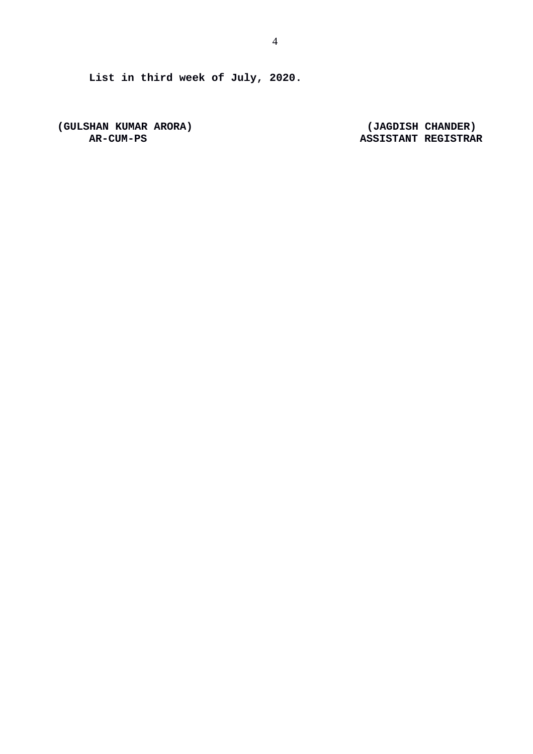**List in third week of July, 2020.**

| | |
|---|---|
| **(GULSHAN KUMAR ARORA)** | **(JAGDISH CHANDER)** |
| **AR-CUM-PS** | **ASSISTANT REGISTRAR** |